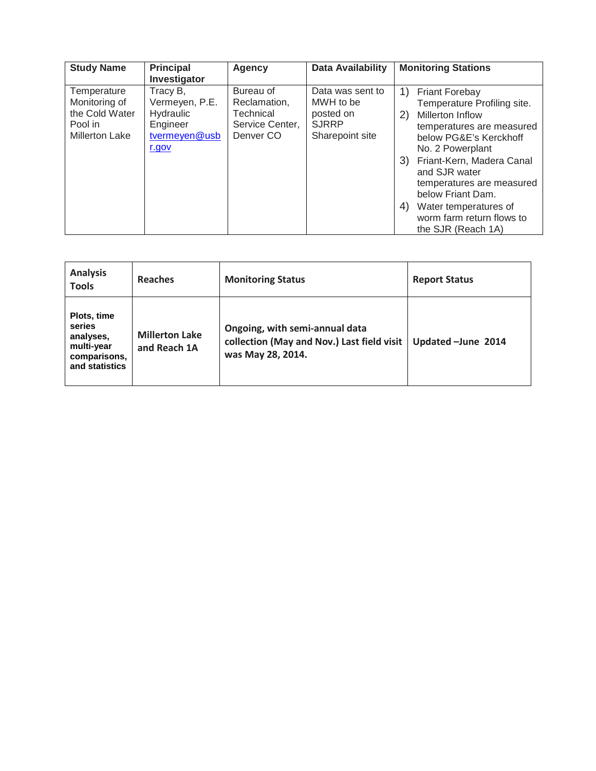| Study Name | Principal Investigator | Agency | Data Availability | Monitoring Stations |
|---|---|---|---|---|
| Temperature Monitoring of the Cold Water Pool in Millerton Lake | Tracy B, Vermeyen, P.E. Hydraulic Engineer tvermeyen@usbr.gov | Bureau of Reclamation, Technical Service Center, Denver CO | Data was sent to MWH to be posted on SJRRP Sharepoint site | 1) Friant Forebay Temperature Profiling site. 2) Millerton Inflow temperatures are measured below PG&E's Kerckhoff No. 2 Powerplant 3) Friant-Kern, Madera Canal and SJR water temperatures are measured below Friant Dam. 4) Water temperatures of worm farm return flows to the SJR (Reach 1A) |

| Analysis Tools | Reaches | Monitoring Status | Report Status |
|---|---|---|---|
| **Plots, time series analyses, multi-year comparisons, and statistics** | **Millerton Lake and Reach 1A** | **Ongoing, with semi-annual data collection (May and Nov.) Last field visit was May 28, 2014.** | **Updated –June 2014** |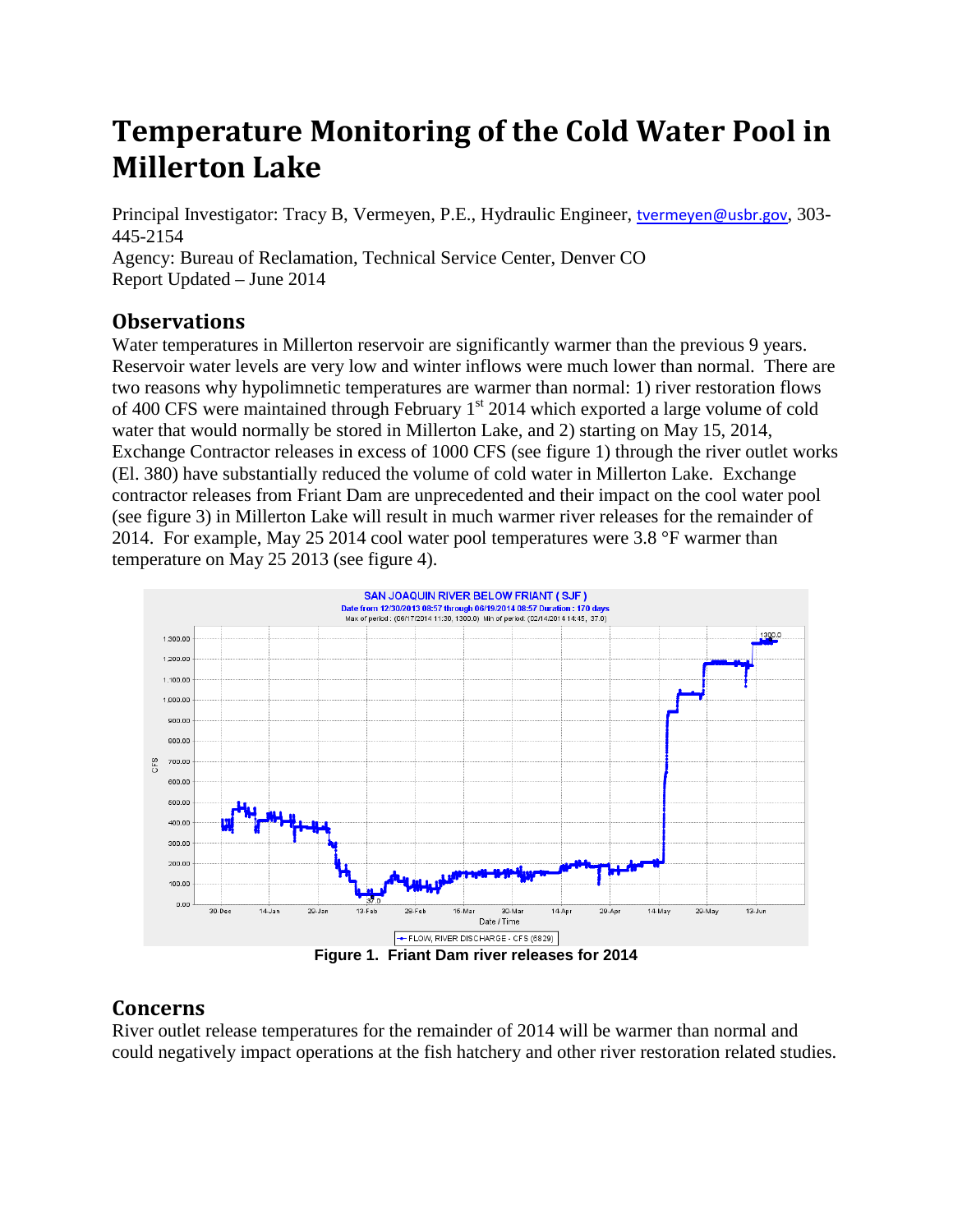# Temperature Monitoring of the Cold Water Pool in Millerton Lake

Principal Investigator: Tracy B, Vermeyen, P.E., Hydraulic Engineer, tvermeyen@usbr.gov, 303-445-2154
Agency: Bureau of Reclamation, Technical Service Center, Denver CO
Report Updated – June 2014

## Observations

Water temperatures in Millerton reservoir are significantly warmer than the previous 9 years. Reservoir water levels are very low and winter inflows were much lower than normal. There are two reasons why hypolimnetic temperatures are warmer than normal: 1) river restoration flows of 400 CFS were maintained through February 1st 2014 which exported a large volume of cold water that would normally be stored in Millerton Lake, and 2) starting on May 15, 2014, Exchange Contractor releases in excess of 1000 CFS (see figure 1) through the river outlet works (El. 380) have substantially reduced the volume of cold water in Millerton Lake. Exchange contractor releases from Friant Dam are unprecedented and their impact on the cool water pool (see figure 3) in Millerton Lake will result in much warmer river releases for the remainder of 2014. For example, May 25 2014 cool water pool temperatures were 3.8 °F warmer than temperature on May 25 2013 (see figure 4).

**Figure 1. Friant Dam river releases for 2014**

## Concerns

River outlet release temperatures for the remainder of 2014 will be warmer than normal and could negatively impact operations at the fish hatchery and other river restoration related studies.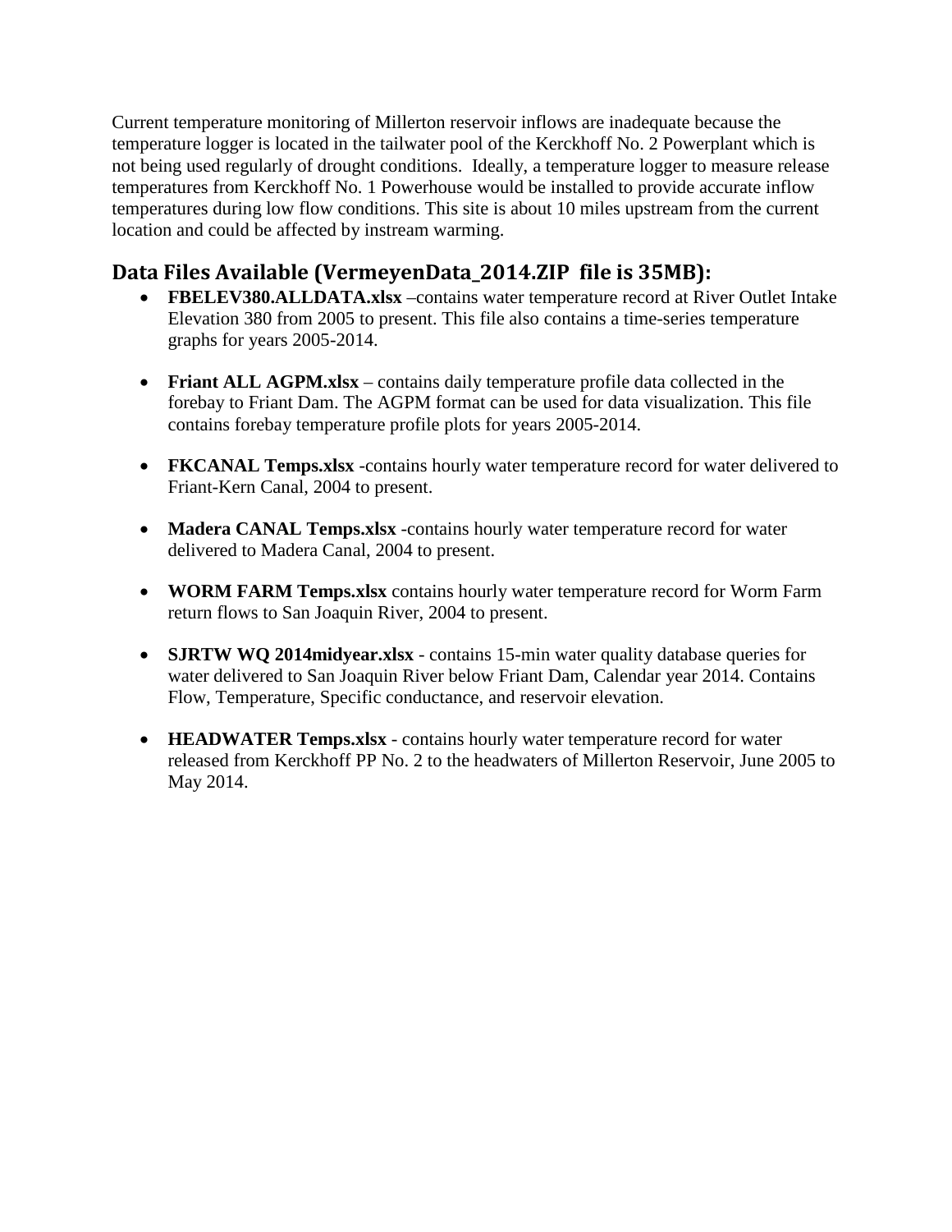Current temperature monitoring of Millerton reservoir inflows are inadequate because the temperature logger is located in the tailwater pool of the Kerckhoff No. 2 Powerplant which is not being used regularly of drought conditions. Ideally, a temperature logger to measure release temperatures from Kerckhoff No. 1 Powerhouse would be installed to provide accurate inflow temperatures during low flow conditions. This site is about 10 miles upstream from the current location and could be affected by instream warming.

## Data Files Available (VermeyenData_2014.ZIP file is 35MB):

- **FBELEV380.ALLDATA.xlsx** –contains water temperature record at River Outlet Intake Elevation 380 from 2005 to present. This file also contains a time-series temperature graphs for years 2005-2014.
- **Friant ALL AGPM.xlsx** – contains daily temperature profile data collected in the forebay to Friant Dam. The AGPM format can be used for data visualization. This file contains forebay temperature profile plots for years 2005-2014.
- **FKCANAL Temps.xlsx** -contains hourly water temperature record for water delivered to Friant-Kern Canal, 2004 to present.
- **Madera CANAL Temps.xlsx** -contains hourly water temperature record for water delivered to Madera Canal, 2004 to present.
- **WORM FARM Temps.xlsx** contains hourly water temperature record for Worm Farm return flows to San Joaquin River, 2004 to present.
- **SJRTW WQ 2014midyear.xlsx** - contains 15-min water quality database queries for water delivered to San Joaquin River below Friant Dam, Calendar year 2014. Contains Flow, Temperature, Specific conductance, and reservoir elevation.
- **HEADWATER Temps.xlsx** - contains hourly water temperature record for water released from Kerckhoff PP No. 2 to the headwaters of Millerton Reservoir, June 2005 to May 2014.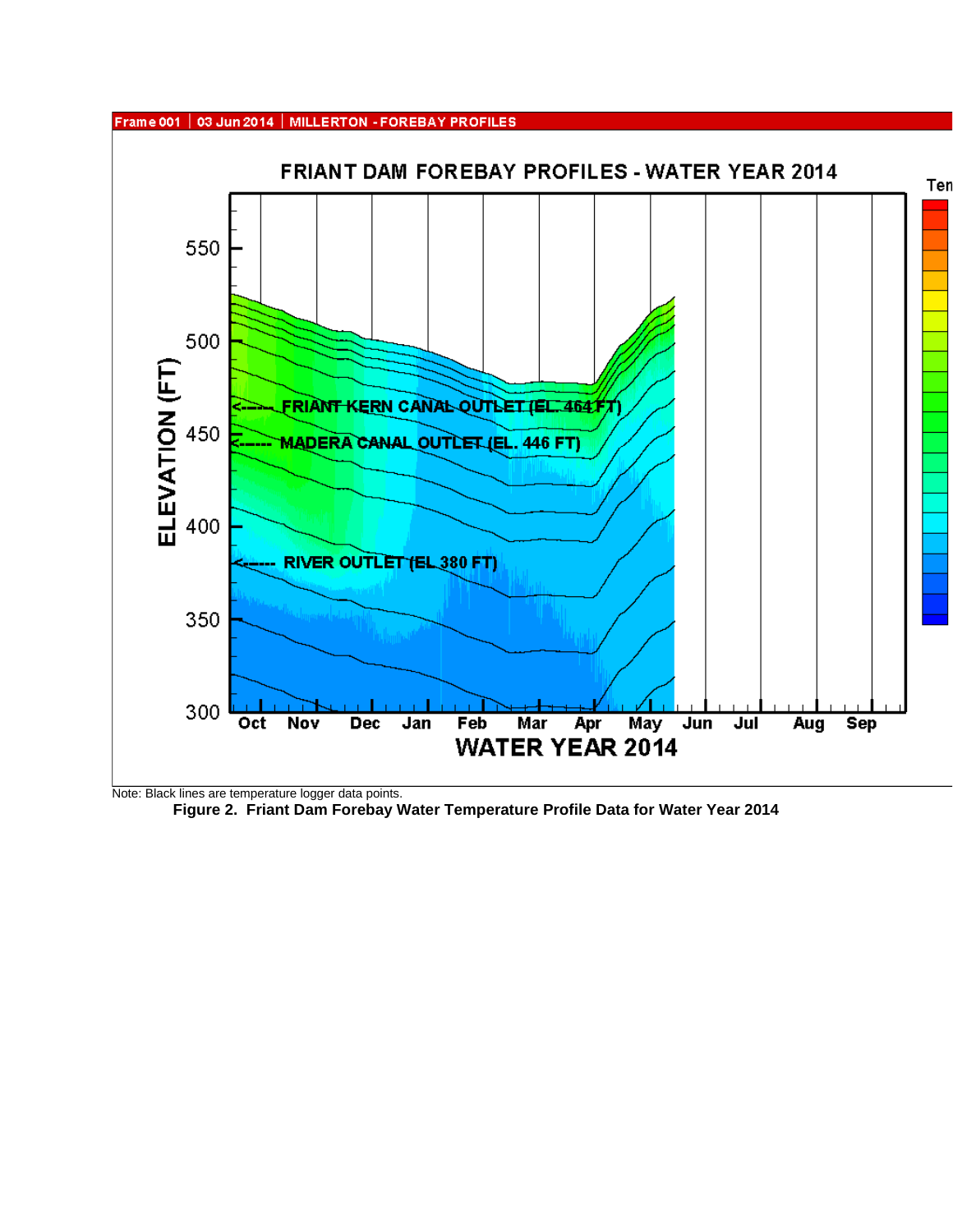Note: Black lines are temperature logger data points.

**Figure 2. Friant Dam Forebay Water Temperature Profile Data for Water Year 2014**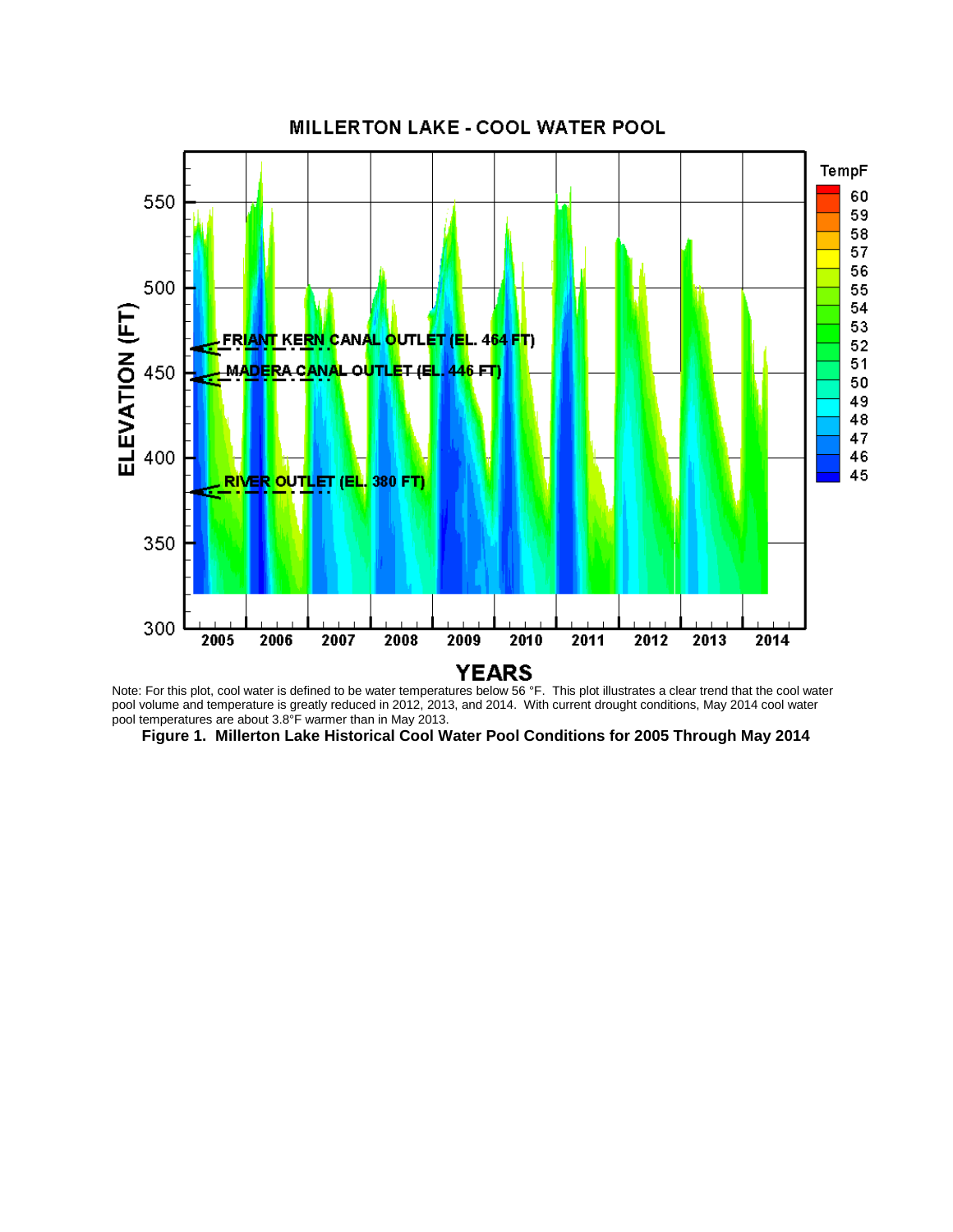Note: For this plot, cool water is defined to be water temperatures below 56 °F. This plot illustrates a clear trend that the cool water pool volume and temperature is greatly reduced in 2012, 2013, and 2014. With current drought conditions, May 2014 cool water pool temperatures are about 3.8°F warmer than in May 2013.

**Figure 1. Millerton Lake Historical Cool Water Pool Conditions for 2005 Through May 2014**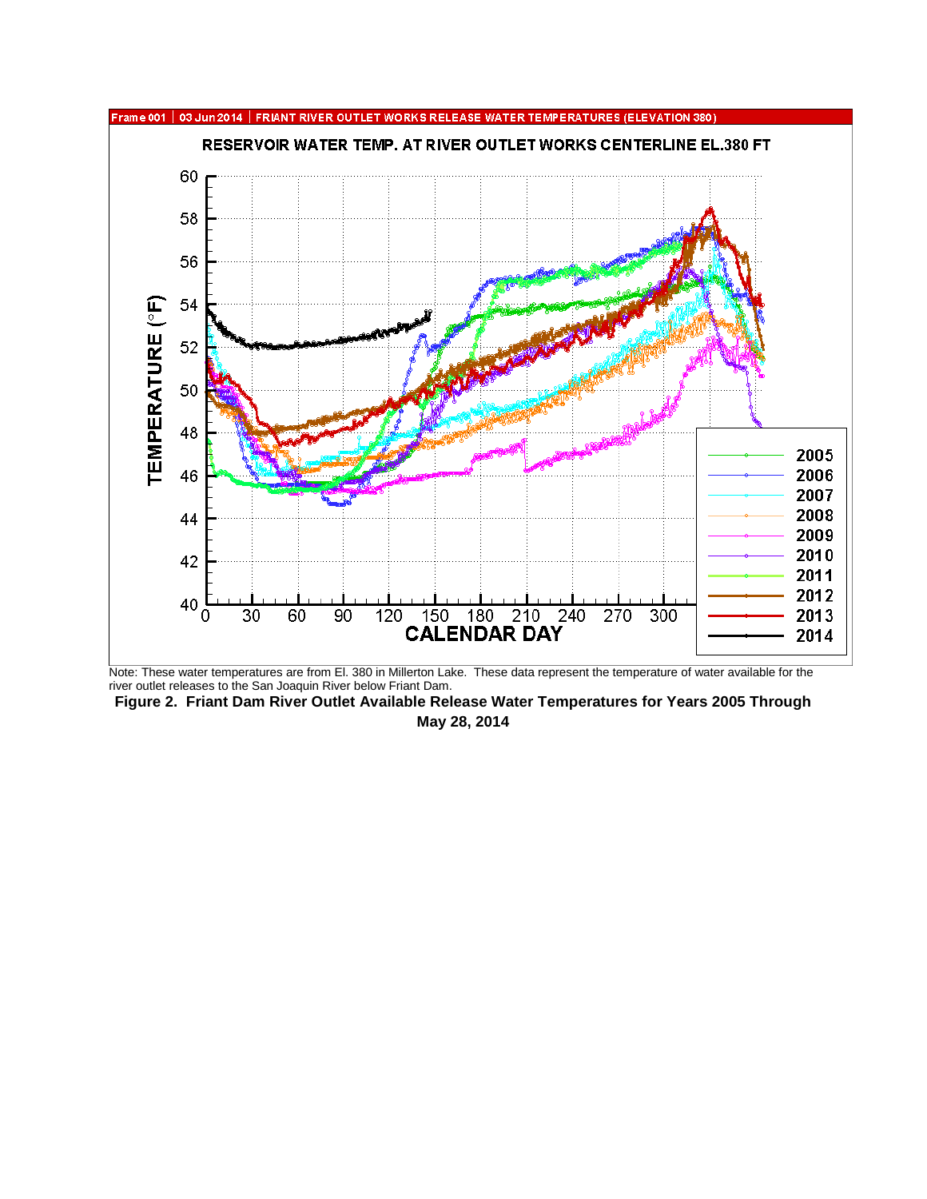Frame 001 | 03 Jun 2014 | FRIANT RIVER OUTLET WORKS RELEASE WATER TEMPERATURES (ELEVATION 380)

RESERVOIR WATER TEMP. AT RIVER OUTLET WORKS CENTERLINE EL.380 FT

TEMPERATURE (°F)

60
58
56
54
52
50
48
46
44
42
40

0 30 60 90 120 150 180 210 240 270 300

CALENDAR DAY

2005
2006
2007
2008
2009
2010
2011
2012
2013
2014

Note: These water temperatures are from El. 380 in Millerton Lake. These data represent the temperature of water available for the river outlet releases to the San Joaquin River below Friant Dam.

**Figure 2. Friant Dam River Outlet Available Release Water Temperatures for Years 2005 Through May 28, 2014**